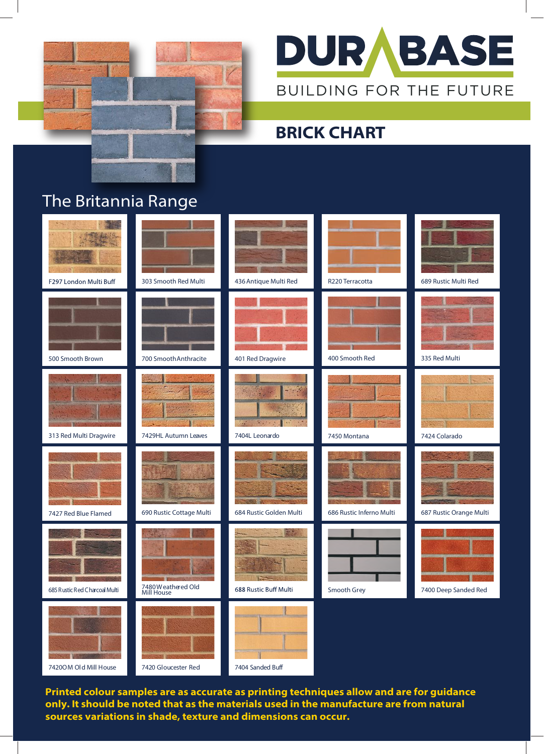# DURABASE

BUILDING FOR THE FUTURE

## BRICK CHART

### The Britannia Range

| | | | | |
|---|---|---|---|---|
| F297 London Multi Buff | 303 Smooth Red Multi | 436 Antique Multi Red | R220 Terracotta | 689 Rustic Multi Red |
| 500 Smooth Brown | 700 Smooth Anthracite | 401 Red Dragwire | 400 Smooth Red | 335 Red Multi |
| 313 Red Multi Dragwire | 7429HL Autumn Leaves | 7404L Leonardo | 7450 Montana | 7424 Colarado |
| 7427 Red Blue Flamed | 690 Rustic Cottage Multi | 684 Rustic Golden Multi | 686 Rustic Inferno Multi | 687 Rustic Orange Multi |
| 685 Rustic Red Charcoal Multi | 7480 Weathered Old Mill House | 688 Rustic Buff Multi | Smooth Grey | 7400 Deep Sanded Red |
| 7420OM Old Mill House | 7420 Gloucester Red | 7404 Sanded Buff | | |

**Printed colour samples are as accurate as printing techniques allow and are for guidance only. It should be noted that as the materials used in the manufacture are from natural sources variations in shade, texture and dimensions can occur.**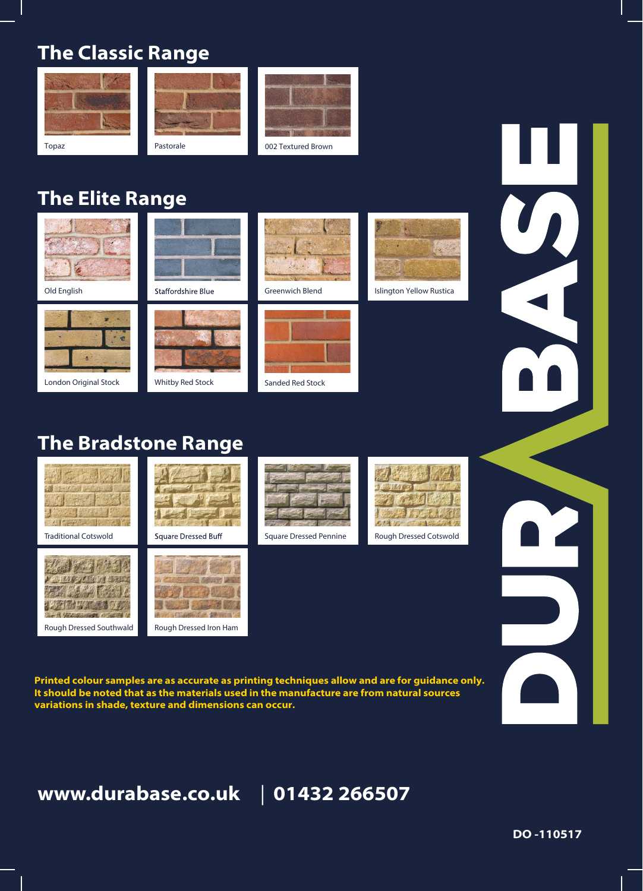## The Classic Range

Topaz

Pastorale

002 Textured Brown

## The Elite Range

Old English

Staffordshire Blue

Greenwich Blend

Islington Yellow Rustica

London Original Stock

Whitby Red Stock

Sanded Red Stock

## The Bradstone Range

Traditional Cotswold

Square Dressed Buff

Square Dressed Pennine

Rough Dressed Cotswold

Rough Dressed Southwald

Rough Dressed Iron Ham

DURABASE

**Printed colour samples are as accurate as printing techniques allow and are for guidance only. It should be noted that as the materials used in the manufacture are from natural sources variations in shade, texture and dimensions can occur.**

**www.durabase.co.uk | 01432 266507**

**DO -110517**